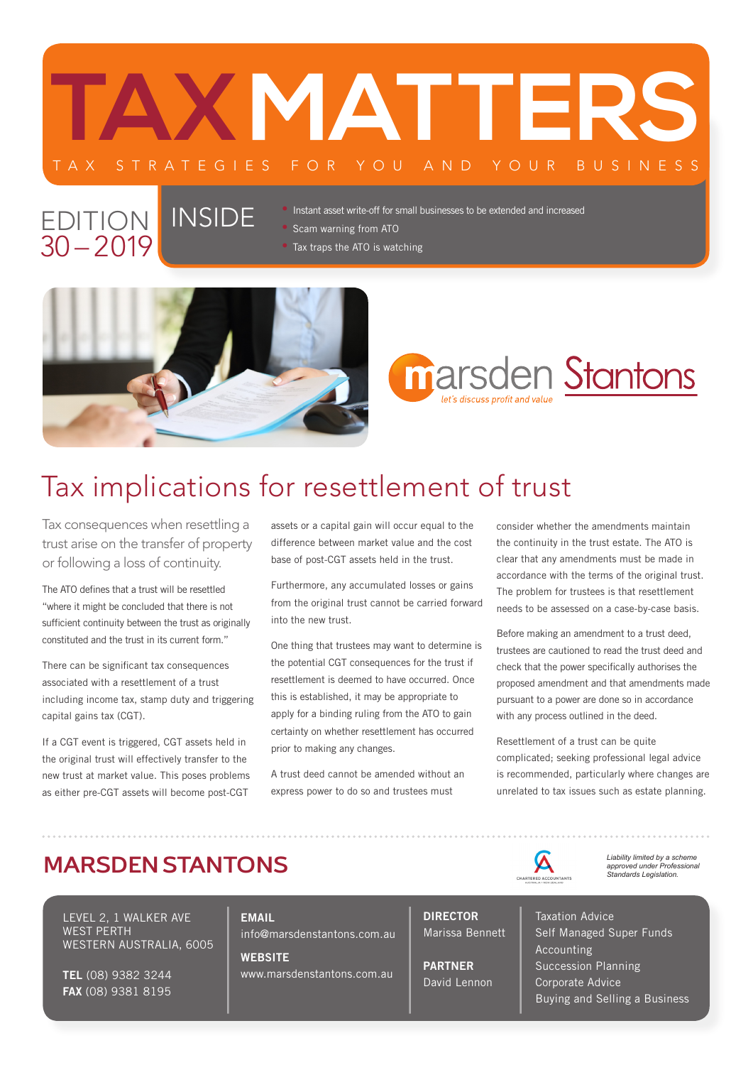# TAX MATTERS

TAX STRATEGIES FOR YOU AND YOUR BUSINESS

EDITION 30 – 2019

## INSIDE

- Instant asset write-off for small businesses to be extended and increased
- Scam warning from ATO
- Tax traps the ATO is watching

marsden Stantons
let's discuss profit and value

# Tax implications for resettlement of trust

Tax consequences when resettling a trust arise on the transfer of property or following a loss of continuity.

The ATO defines that a trust will be resettled "where it might be concluded that there is not sufficient continuity between the trust as originally constituted and the trust in its current form."

There can be significant tax consequences associated with a resettlement of a trust including income tax, stamp duty and triggering capital gains tax (CGT).

If a CGT event is triggered, CGT assets held in the original trust will effectively transfer to the new trust at market value. This poses problems as either pre-CGT assets will become post-CGT assets or a capital gain will occur equal to the difference between market value and the cost base of post-CGT assets held in the trust.

Furthermore, any accumulated losses or gains from the original trust cannot be carried forward into the new trust.

One thing that trustees may want to determine is the potential CGT consequences for the trust if resettlement is deemed to have occurred. Once this is established, it may be appropriate to apply for a binding ruling from the ATO to gain certainty on whether resettlement has occurred prior to making any changes.

A trust deed cannot be amended without an express power to do so and trustees must consider whether the amendments maintain the continuity in the trust estate. The ATO is clear that any amendments must be made in accordance with the terms of the original trust. The problem for trustees is that resettlement needs to be assessed on a case-by-case basis.

Before making an amendment to a trust deed, trustees are cautioned to read the trust deed and check that the power specifically authorises the proposed amendment and that amendments made pursuant to a power are done so in accordance with any process outlined in the deed.

Resettlement of a trust can be quite complicated; seeking professional legal advice is recommended, particularly where changes are unrelated to tax issues such as estate planning.

## MARSDEN STANTONS

CHARTERED ACCOUNTANTS AUSTRALIA + NEW ZEALAND

*Liability limited by a scheme approved under Professional Standards Legislation.*

LEVEL 2, 1 WALKER AVE
WEST PERTH
WESTERN AUSTRALIA, 6005

**TEL** (08) 9382 3244
**FAX** (08) 9381 8195

**EMAIL**
info@marsdenstantons.com.au

**WEBSITE**
www.marsdenstantons.com.au

**DIRECTOR**
Marissa Bennett

**PARTNER**
David Lennon

Taxation Advice
Self Managed Super Funds
Accounting
Succession Planning
Corporate Advice
Buying and Selling a Business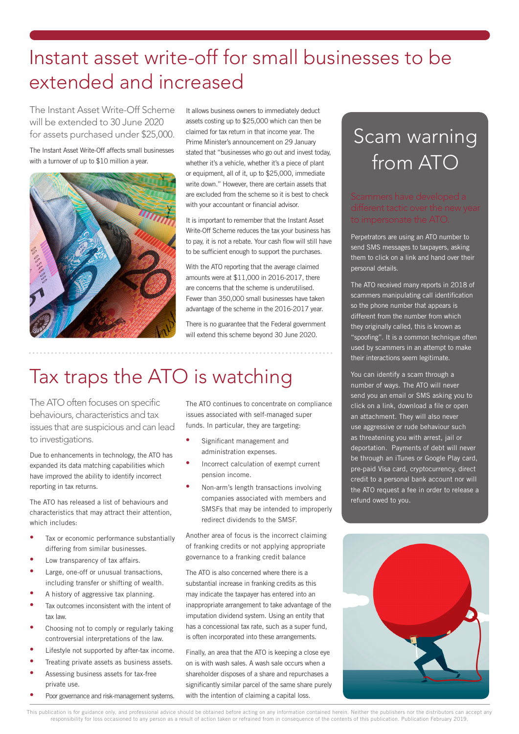# Instant asset write-off for small businesses to be extended and increased

The Instant Asset Write-Off Scheme will be extended to 30 June 2020 for assets purchased under $25,000.

The Instant Asset Write-Off affects small businesses with a turnover of up to $10 million a year.

It allows business owners to immediately deduct assets costing up to $25,000 which can then be claimed for tax return in that income year. The Prime Minister's announcement on 29 January stated that "businesses who go out and invest today, whether it's a vehicle, whether it's a piece of plant or equipment, all of it, up to $25,000, immediate write down." However, there are certain assets that are excluded from the scheme so it is best to check with your accountant or financial advisor.

It is important to remember that the Instant Asset Write-Off Scheme reduces the tax your business has to pay, it is not a rebate. Your cash flow will still have to be sufficient enough to support the purchases.

With the ATO reporting that the average claimed amounts were at $11,000 in 2016-2017, there are concerns that the scheme is underutilised. Fewer than 350,000 small businesses have taken advantage of the scheme in the 2016-2017 year.

There is no guarantee that the Federal government will extend this scheme beyond 30 June 2020.

# Tax traps the ATO is watching

The ATO often focuses on specific behaviours, characteristics and tax issues that are suspicious and can lead to investigations.

Due to enhancements in technology, the ATO has expanded its data matching capabilities which have improved the ability to identify incorrect reporting in tax returns.

The ATO has released a list of behaviours and characteristics that may attract their attention, which includes:

- Tax or economic performance substantially differing from similar businesses.
- Low transparency of tax affairs.
- Large, one-off or unusual transactions, including transfer or shifting of wealth.
- A history of aggressive tax planning.
- Tax outcomes inconsistent with the intent of tax law.
- Choosing not to comply or regularly taking controversial interpretations of the law.
- Lifestyle not supported by after-tax income.
- Treating private assets as business assets.
- Assessing business assets for tax-free private use.
- Poor governance and risk-management systems.

The ATO continues to concentrate on compliance issues associated with self-managed super funds. In particular, they are targeting:

- Significant management and administration expenses.
- Incorrect calculation of exempt current pension income.
- Non-arm's length transactions involving companies associated with members and SMSFs that may be intended to improperly redirect dividends to the SMSF.

Another area of focus is the incorrect claiming of franking credits or not applying appropriate governance to a franking credit balance

The ATO is also concerned where there is a substantial increase in franking credits as this may indicate the taxpayer has entered into an inappropriate arrangement to take advantage of the imputation dividend system. Using an entity that has a concessional tax rate, such as a super fund, is often incorporated into these arrangements.

Finally, an area that the ATO is keeping a close eye on is with wash sales. A wash sale occurs when a shareholder disposes of a share and repurchases a significantly similar parcel of the same share purely with the intention of claiming a capital loss.

# Scam warning from ATO

Scammers have developed a different tactic over the new year to impersonate the ATO.

Perpetrators are using an ATO number to send SMS messages to taxpayers, asking them to click on a link and hand over their personal details.

The ATO received many reports in 2018 of scammers manipulating call identification so the phone number that appears is different from the number from which they originally called, this is known as "spoofing". It is a common technique often used by scammers in an attempt to make their interactions seem legitimate.

You can identify a scam through a number of ways. The ATO will never send you an email or SMS asking you to click on a link, download a file or open an attachment. They will also never use aggressive or rude behaviour such as threatening you with arrest, jail or deportation. Payments of debt will never be through an iTunes or Google Play card, pre-paid Visa card, cryptocurrency, direct credit to a personal bank account nor will the ATO request a fee in order to release a refund owed to you.

This publication is for guidance only, and professional advice should be obtained before acting on any information contained herein. Neither the publishers nor the distributors can accept any responsibility for loss occasioned to any person as a result of action taken or refrained from in consequence of the contents of this publication. Publication February 2019.